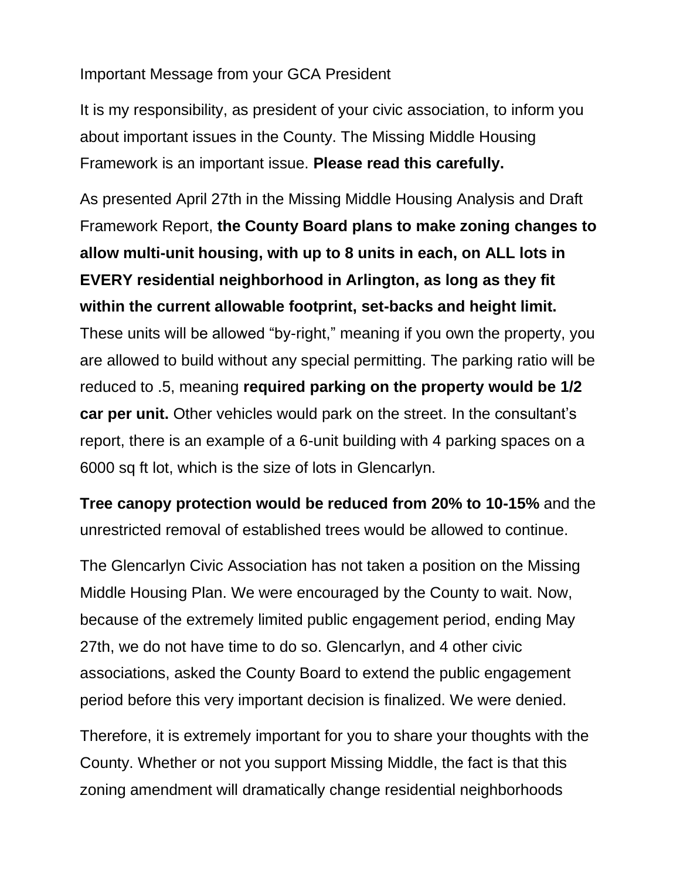Important Message from your GCA President

It is my responsibility, as president of your civic association, to inform you about important issues in the County. The Missing Middle Housing Framework is an important issue. **Please read this carefully.**

As presented April 27th in the Missing Middle Housing Analysis and Draft Framework Report, **the County Board plans to make zoning changes to allow multi-unit housing, with up to 8 units in each, on ALL lots in EVERY residential neighborhood in Arlington, as long as they fit within the current allowable footprint, set-backs and height limit.** These units will be allowed "by-right," meaning if you own the property, you are allowed to build without any special permitting. The parking ratio will be reduced to .5, meaning **required parking on the property would be 1/2 car per unit.** Other vehicles would park on the street. In the consultant's report, there is an example of a 6-unit building with 4 parking spaces on a 6000 sq ft lot, which is the size of lots in Glencarlyn.

**Tree canopy protection would be reduced from 20% to 10-15%** and the unrestricted removal of established trees would be allowed to continue.

The Glencarlyn Civic Association has not taken a position on the Missing Middle Housing Plan. We were encouraged by the County to wait. Now, because of the extremely limited public engagement period, ending May 27th, we do not have time to do so. Glencarlyn, and 4 other civic associations, asked the County Board to extend the public engagement period before this very important decision is finalized. We were denied.

Therefore, it is extremely important for you to share your thoughts with the County. Whether or not you support Missing Middle, the fact is that this zoning amendment will dramatically change residential neighborhoods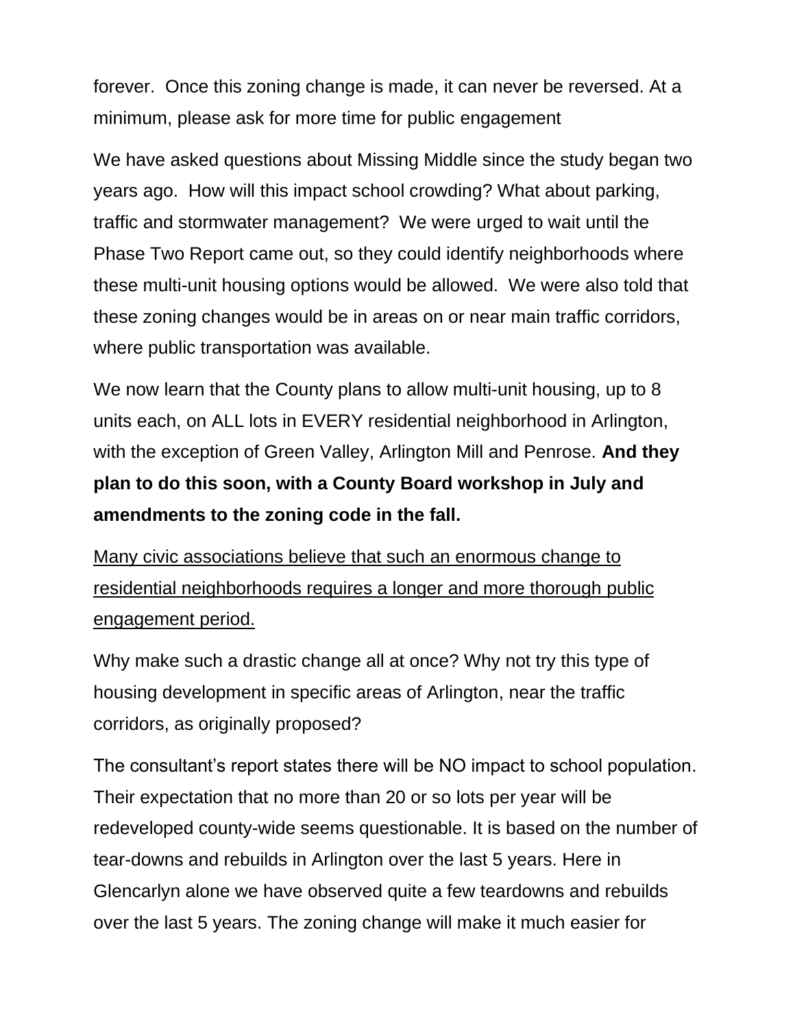forever. Once this zoning change is made, it can never be reversed. At a minimum, please ask for more time for public engagement

We have asked questions about Missing Middle since the study began two years ago. How will this impact school crowding? What about parking, traffic and stormwater management? We were urged to wait until the Phase Two Report came out, so they could identify neighborhoods where these multi-unit housing options would be allowed. We were also told that these zoning changes would be in areas on or near main traffic corridors, where public transportation was available.

We now learn that the County plans to allow multi-unit housing, up to 8 units each, on ALL lots in EVERY residential neighborhood in Arlington, with the exception of Green Valley, Arlington Mill and Penrose. **And they plan to do this soon, with a County Board workshop in July and amendments to the zoning code in the fall.**

<u>Many civic associations believe that such an enormous change to residential neighborhoods requires a longer and more thorough public engagement period.</u>

Why make such a drastic change all at once? Why not try this type of housing development in specific areas of Arlington, near the traffic corridors, as originally proposed?

The consultant's report states there will be NO impact to school population. Their expectation that no more than 20 or so lots per year will be redeveloped county-wide seems questionable. It is based on the number of tear-downs and rebuilds in Arlington over the last 5 years. Here in Glencarlyn alone we have observed quite a few teardowns and rebuilds over the last 5 years. The zoning change will make it much easier for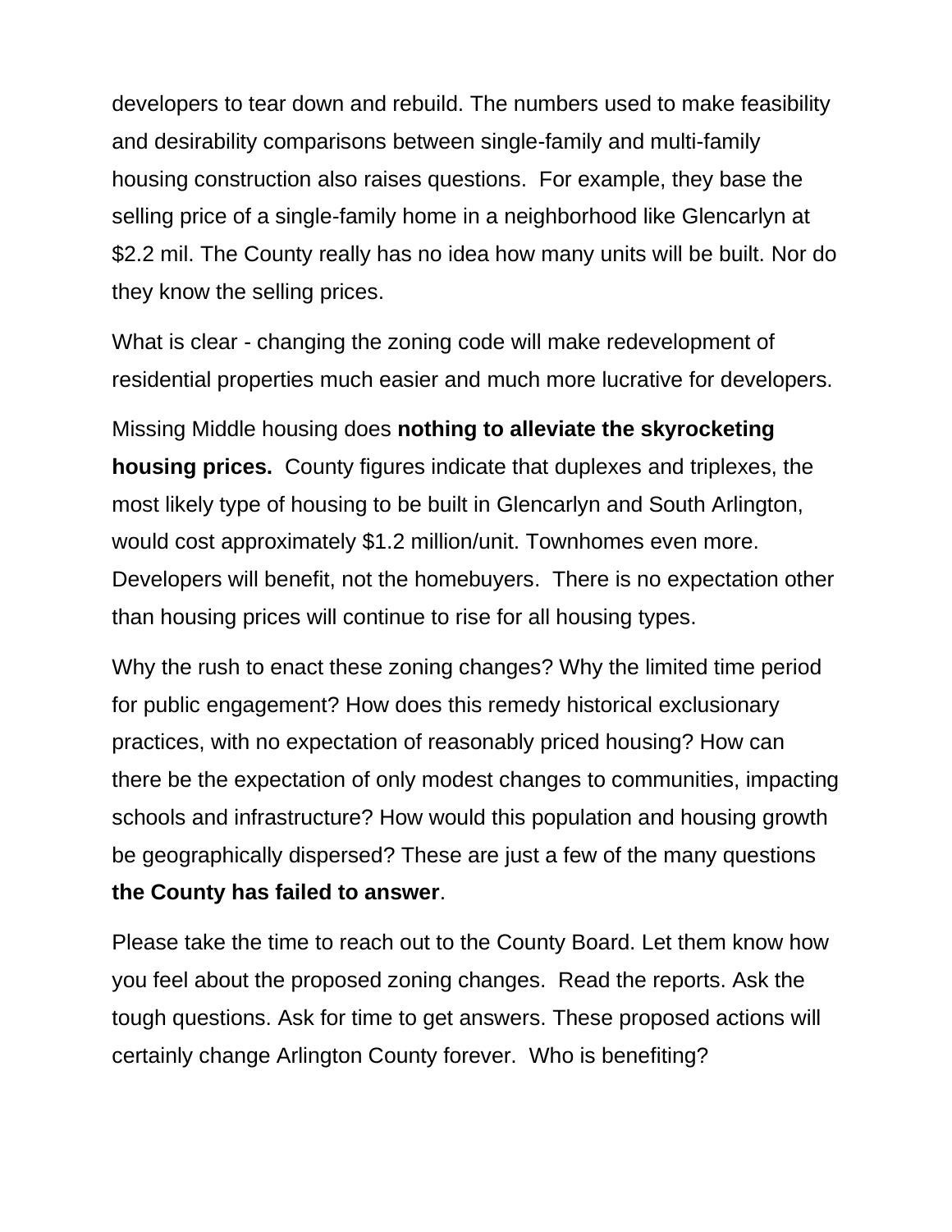developers to tear down and rebuild. The numbers used to make feasibility and desirability comparisons between single-family and multi-family housing construction also raises questions. For example, they base the selling price of a single-family home in a neighborhood like Glencarlyn at $2.2 mil. The County really has no idea how many units will be built. Nor do they know the selling prices.

What is clear - changing the zoning code will make redevelopment of residential properties much easier and much more lucrative for developers.

Missing Middle housing does **nothing to alleviate the skyrocketing housing prices.** County figures indicate that duplexes and triplexes, the most likely type of housing to be built in Glencarlyn and South Arlington, would cost approximately $1.2 million/unit. Townhomes even more. Developers will benefit, not the homebuyers. There is no expectation other than housing prices will continue to rise for all housing types.

Why the rush to enact these zoning changes? Why the limited time period for public engagement? How does this remedy historical exclusionary practices, with no expectation of reasonably priced housing? How can there be the expectation of only modest changes to communities, impacting schools and infrastructure? How would this population and housing growth be geographically dispersed? These are just a few of the many questions **the County has failed to answer**.

Please take the time to reach out to the County Board. Let them know how you feel about the proposed zoning changes. Read the reports. Ask the tough questions. Ask for time to get answers. These proposed actions will certainly change Arlington County forever. Who is benefiting?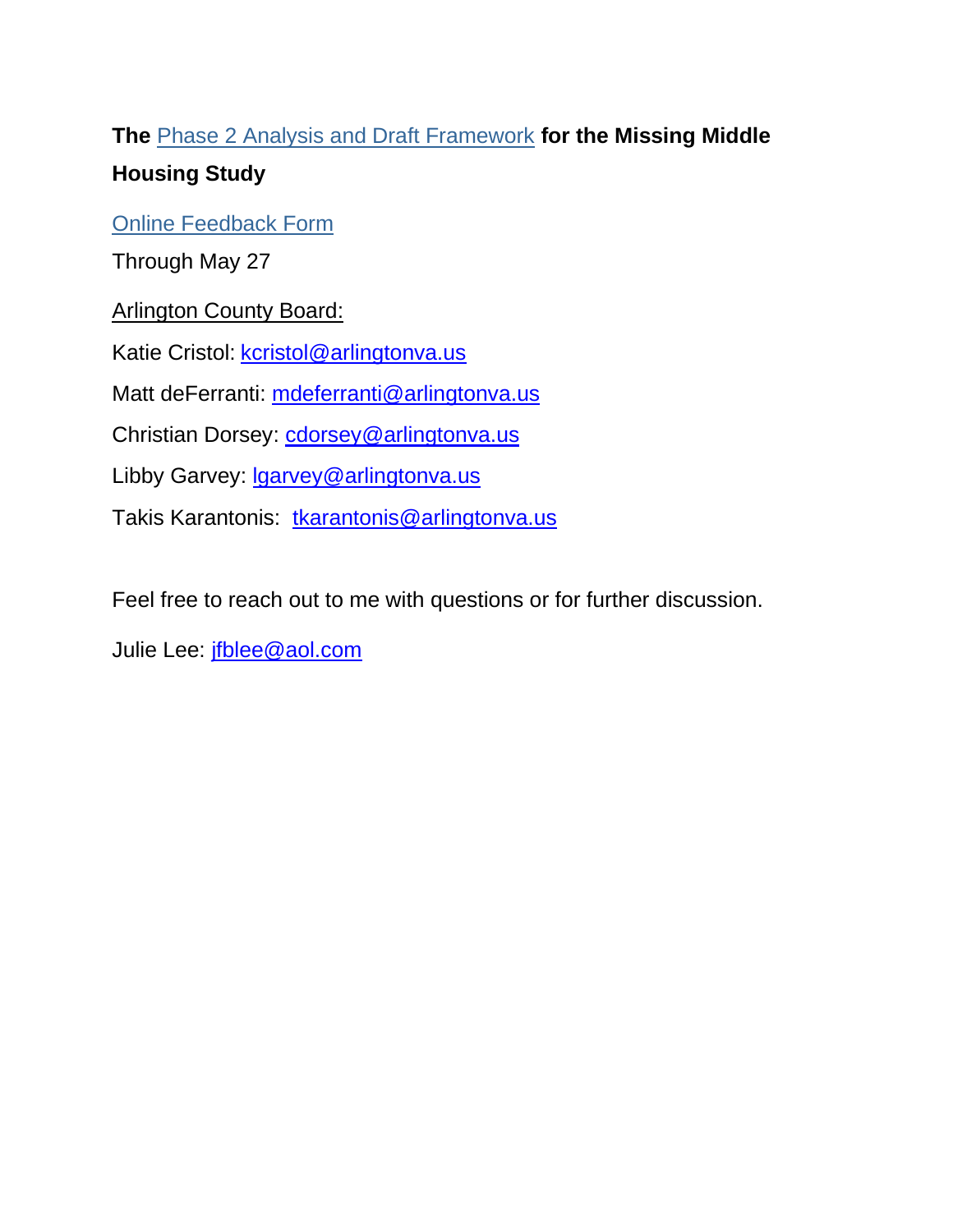**The Phase 2 Analysis and Draft Framework for the Missing Middle Housing Study**

Online Feedback Form

Through May 27

Arlington County Board:

Katie Cristol: kcristol@arlingtonva.us

Matt deFerranti: mdeferranti@arlingtonva.us

Christian Dorsey: cdorsey@arlingtonva.us

Libby Garvey: lgarvey@arlingtonva.us

Takis Karantonis: tkarantonis@arlingtonva.us

Feel free to reach out to me with questions or for further discussion.

Julie Lee: jfblee@aol.com